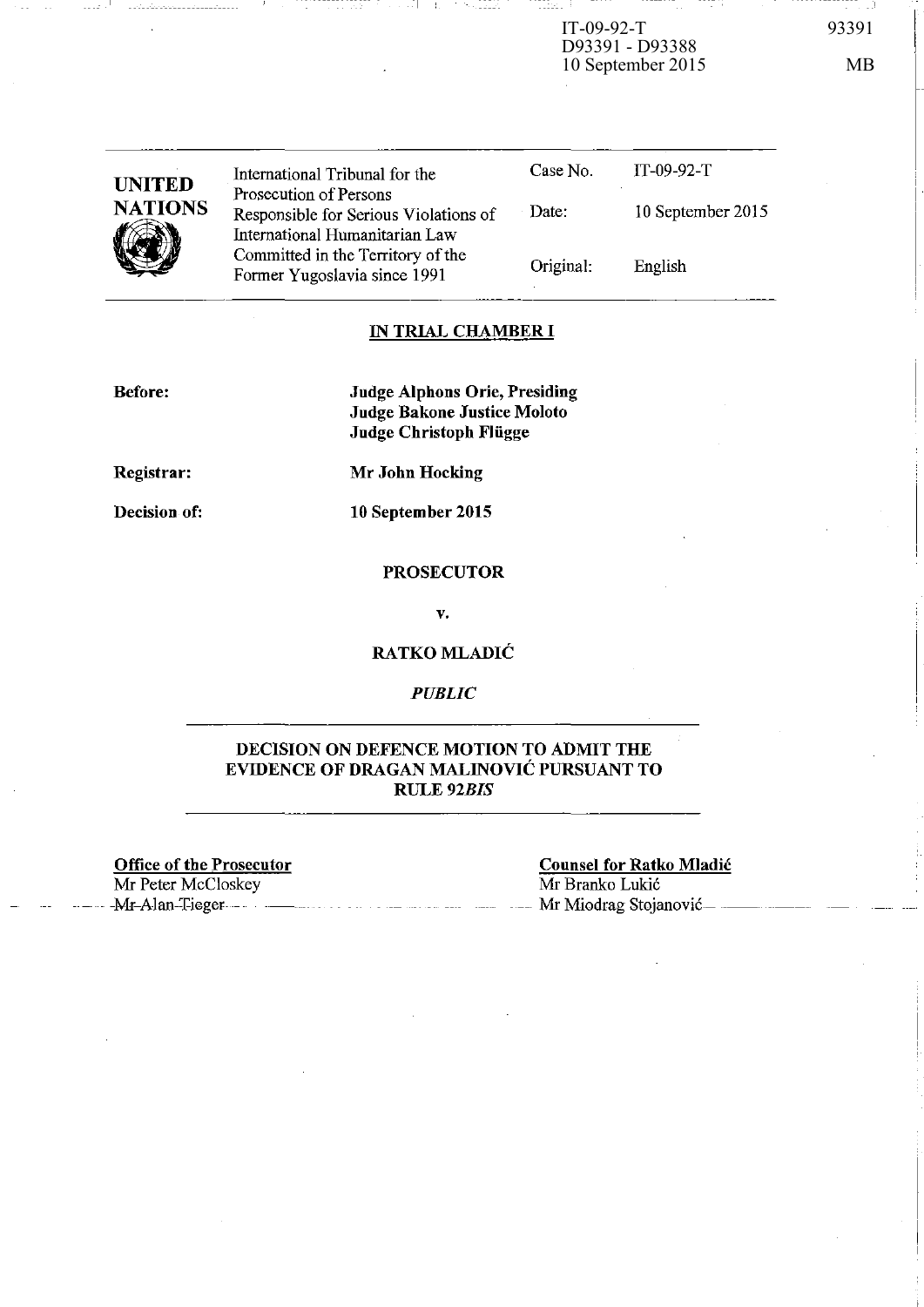IT-09-92-T
D93391 - D93388
10 September 2015

93391

MB

| UNITED NATIONS | International Tribunal for the Prosecution of Persons Responsible for Serious Violations of International Humanitarian Law Committed in the Territory of the Former Yugoslavia since 1991 | Case No. | IT-09-92-T |
|---|---|---|---|
| | | Date: | 10 September 2015 |
| | | Original: | English |

**IN TRIAL CHAMBER I**

**Before:** **Judge Alphons Orie, Presiding**
**Judge Bakone Justice Moloto**
**Judge Christoph Flügge**

**Registrar:** **Mr John Hocking**

**Decision of:** **10 September 2015**

**PROSECUTOR**

**v.**

**RATKO MLADIĆ**

***PUBLIC***

**DECISION ON DEFENCE MOTION TO ADMIT THE EVIDENCE OF DRAGAN MALINOVIĆ PURSUANT TO RULE 92*BIS***

**Office of the Prosecutor**
Mr Peter McCloskey
Mr Alan Tieger

**Counsel for Ratko Mladić**
Mr Branko Lukić
Mr Miodrag Stojanović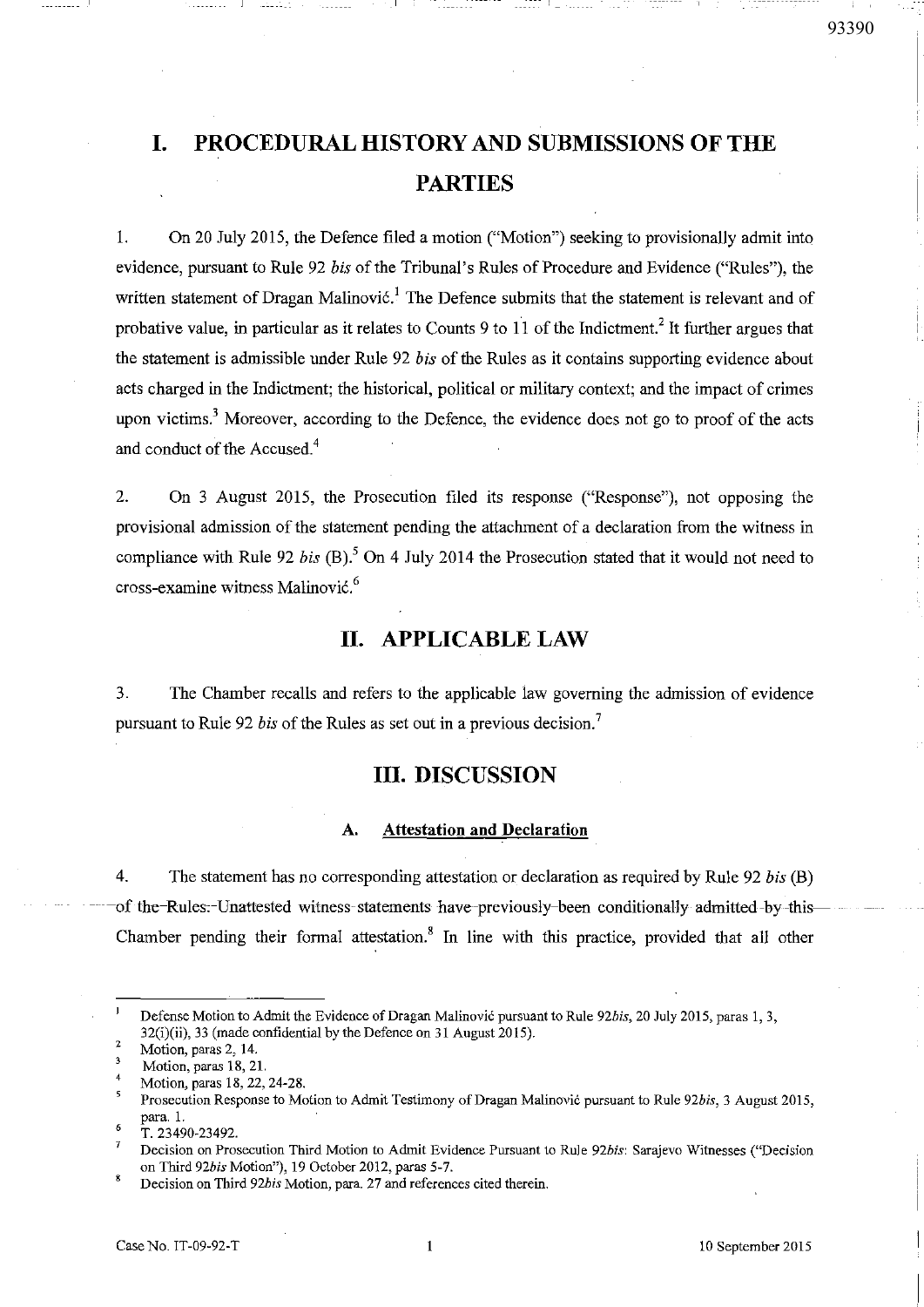# I. PROCEDURAL HISTORY AND SUBMISSIONS OF THE PARTIES

1. On 20 July 2015, the Defence filed a motion ("Motion") seeking to provisionally admit into evidence, pursuant to Rule 92 *bis* of the Tribunal's Rules of Procedure and Evidence ("Rules"), the written statement of Dragan Malinović.[1] The Defence submits that the statement is relevant and of probative value, in particular as it relates to Counts 9 to 11 of the Indictment.[2] It further argues that the statement is admissible under Rule 92 *bis* of the Rules as it contains supporting evidence about acts charged in the Indictment; the historical, political or military context; and the impact of crimes upon victims.[3] Moreover, according to the Defence, the evidence does not go to proof of the acts and conduct of the Accused.[4]

2. On 3 August 2015, the Prosecution filed its response ("Response"), not opposing the provisional admission of the statement pending the attachment of a declaration from the witness in compliance with Rule 92 *bis* (B).[5] On 4 July 2014 the Prosecution stated that it would not need to cross-examine witness Malinović.[6]

# II. APPLICABLE LAW

3. The Chamber recalls and refers to the applicable law governing the admission of evidence pursuant to Rule 92 *bis* of the Rules as set out in a previous decision.[7]

# III. DISCUSSION

### A. Attestation and Declaration

4. The statement has no corresponding attestation or declaration as required by Rule 92 *bis* (B) of the Rules. Unattested witness statements have previously been conditionally admitted by this Chamber pending their formal attestation.[8] In line with this practice, provided that all other

---

[1] Defense Motion to Admit the Evidence of Dragan Malinović pursuant to Rule 92*bis*, 20 July 2015, paras 1, 3, 32(i)(ii), 33 (made confidential by the Defence on 31 August 2015).

[2] Motion, paras 2, 14.

[3] Motion, paras 18, 21.

[4] Motion, paras 18, 22, 24-28.

[5] Prosecution Response to Motion to Admit Testimony of Dragan Malinović pursuant to Rule 92*bis*, 3 August 2015, para. 1.

[6] T. 23490-23492.

[7] Decision on Prosecution Third Motion to Admit Evidence Pursuant to Rule 92*bis*: Sarajevo Witnesses ("Decision on Third 92*bis* Motion"), 19 October 2012, paras 5-7.

[8] Decision on Third 92*bis* Motion, para. 27 and references cited therein.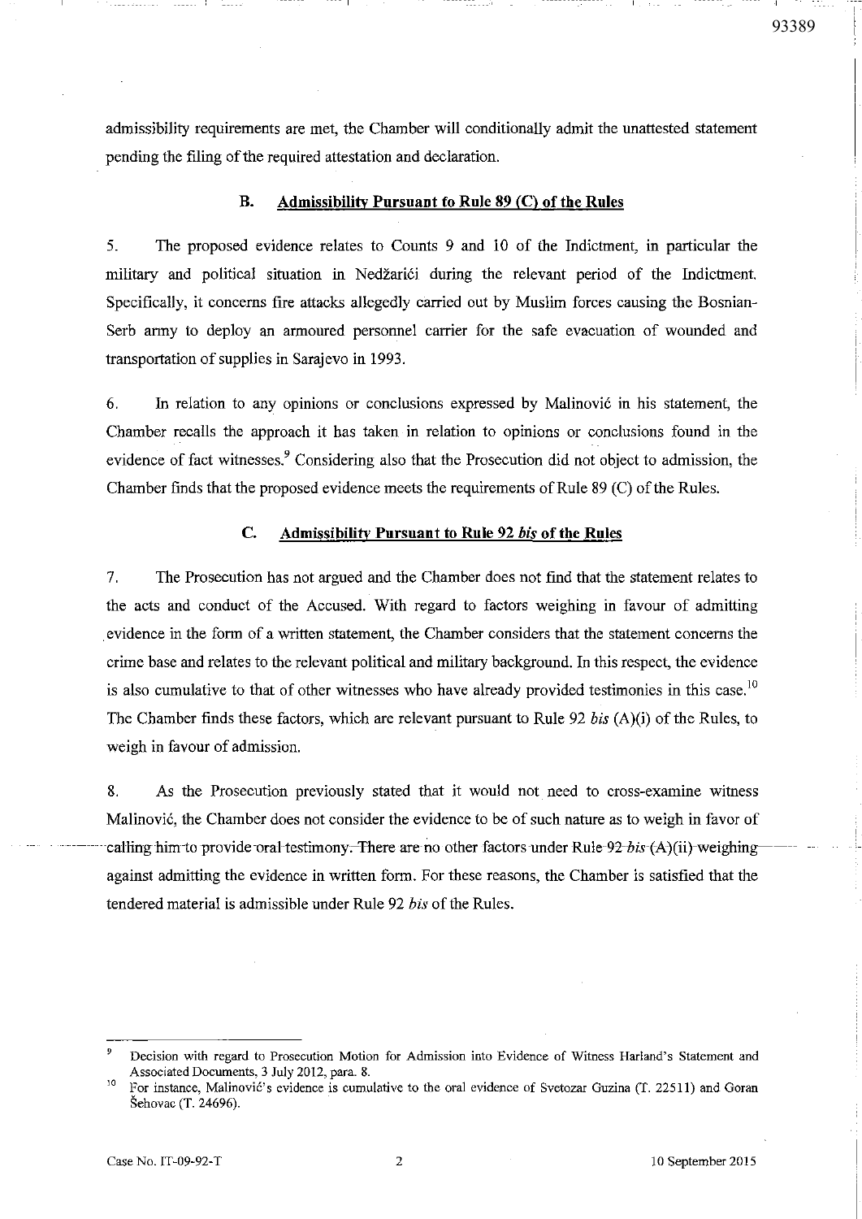admissibility requirements are met, the Chamber will conditionally admit the unattested statement pending the filing of the required attestation and declaration.

### B. Admissibility Pursuant to Rule 89 (C) of the Rules

5. The proposed evidence relates to Counts 9 and 10 of the Indictment, in particular the military and political situation in Nedžarići during the relevant period of the Indictment. Specifically, it concerns fire attacks allegedly carried out by Muslim forces causing the Bosnian-Serb army to deploy an armoured personnel carrier for the safe evacuation of wounded and transportation of supplies in Sarajevo in 1993.

6. In relation to any opinions or conclusions expressed by Malinović in his statement, the Chamber recalls the approach it has taken in relation to opinions or conclusions found in the evidence of fact witnesses.[9] Considering also that the Prosecution did not object to admission, the Chamber finds that the proposed evidence meets the requirements of Rule 89 (C) of the Rules.

### C. Admissibility Pursuant to Rule 92 *bis* of the Rules

7. The Prosecution has not argued and the Chamber does not find that the statement relates to the acts and conduct of the Accused. With regard to factors weighing in favour of admitting evidence in the form of a written statement, the Chamber considers that the statement concerns the crime base and relates to the relevant political and military background. In this respect, the evidence is also cumulative to that of other witnesses who have already provided testimonies in this case.[10] The Chamber finds these factors, which are relevant pursuant to Rule 92 *bis* (A)(i) of the Rules, to weigh in favour of admission.

8. As the Prosecution previously stated that it would not need to cross-examine witness Malinović, the Chamber does not consider the evidence to be of such nature as to weigh in favor of calling him to provide oral testimony. There are no other factors under Rule 92 *bis* (A)(ii) weighing against admitting the evidence in written form. For these reasons, the Chamber is satisfied that the tendered material is admissible under Rule 92 *bis* of the Rules.

---

[9] Decision with regard to Prosecution Motion for Admission into Evidence of Witness Harland's Statement and Associated Documents, 3 July 2012, para. 8.

[10] For instance, Malinović's evidence is cumulative to the oral evidence of Svetozar Guzina (T. 22511) and Goran Šehovac (T. 24696).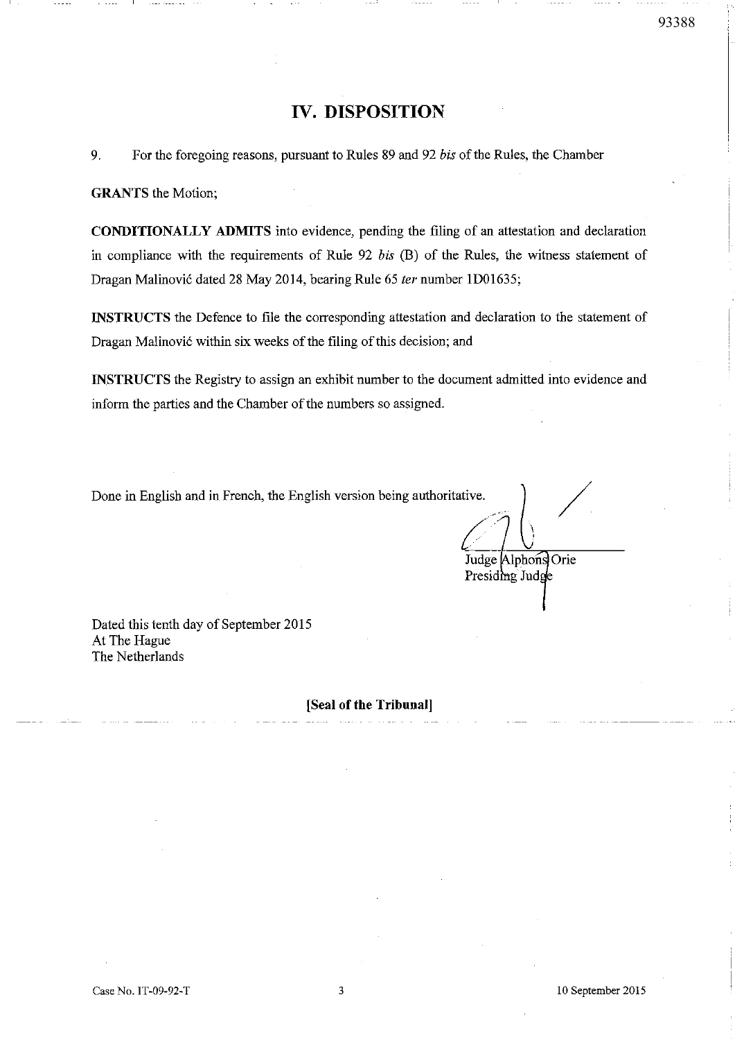# IV. DISPOSITION

9. For the foregoing reasons, pursuant to Rules 89 and 92 *bis* of the Rules, the Chamber

**GRANTS** the Motion;

**CONDITIONALLY ADMITS** into evidence, pending the filing of an attestation and declaration in compliance with the requirements of Rule 92 *bis* (B) of the Rules, the witness statement of Dragan Malinović dated 28 May 2014, bearing Rule 65 *ter* number 1D01635;

**INSTRUCTS** the Defence to file the corresponding attestation and declaration to the statement of Dragan Malinović within six weeks of the filing of this decision; and

**INSTRUCTS** the Registry to assign an exhibit number to the document admitted into evidence and inform the parties and the Chamber of the numbers so assigned.

Done in English and in French, the English version being authoritative.

Judge Alphons Orie
Presiding Judge

Dated this tenth day of September 2015
At The Hague
The Netherlands

**[Seal of the Tribunal]**